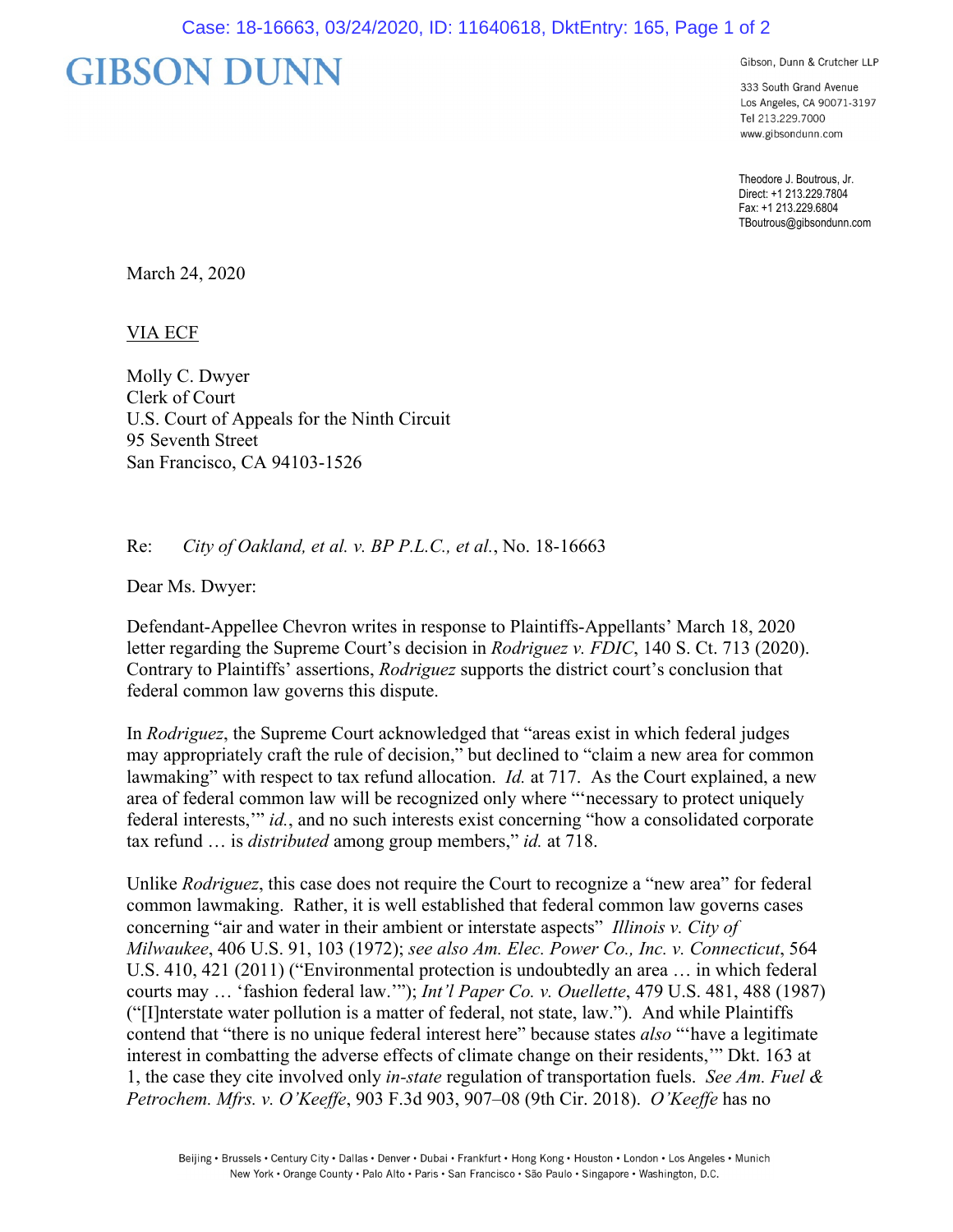# GIBSON DUNN

Gibson, Dunn & Crutcher LLP

333 South Grand Avenue
Los Angeles, CA 90071-3197
Tel 213.229.7000
www.gibsondunn.com

Theodore J. Boutrous, Jr.
Direct: +1 213.229.7804
Fax: +1 213.229.6804
TBoutrous@gibsondunn.com

March 24, 2020

VIA ECF

Molly C. Dwyer
Clerk of Court
U.S. Court of Appeals for the Ninth Circuit
95 Seventh Street
San Francisco, CA 94103-1526

Re: *City of Oakland, et al. v. BP P.L.C., et al.*, No. 18-16663

Dear Ms. Dwyer:

Defendant-Appellee Chevron writes in response to Plaintiffs-Appellants' March 18, 2020 letter regarding the Supreme Court's decision in *Rodriguez v. FDIC*, 140 S. Ct. 713 (2020). Contrary to Plaintiffs' assertions, *Rodriguez* supports the district court's conclusion that federal common law governs this dispute.

In *Rodriguez*, the Supreme Court acknowledged that "areas exist in which federal judges may appropriately craft the rule of decision," but declined to "claim a new area for common lawmaking" with respect to tax refund allocation. *Id.* at 717. As the Court explained, a new area of federal common law will be recognized only where "'necessary to protect uniquely federal interests,'" *id.*, and no such interests exist concerning "how a consolidated corporate tax refund … is *distributed* among group members," *id.* at 718.

Unlike *Rodriguez*, this case does not require the Court to recognize a "new area" for federal common lawmaking. Rather, it is well established that federal common law governs cases concerning "air and water in their ambient or interstate aspects" *Illinois v. City of Milwaukee*, 406 U.S. 91, 103 (1972); *see also Am. Elec. Power Co., Inc. v. Connecticut*, 564 U.S. 410, 421 (2011) ("Environmental protection is undoubtedly an area … in which federal courts may … 'fashion federal law.'"); *Int'l Paper Co. v. Ouellette*, 479 U.S. 481, 488 (1987) ("[I]nterstate water pollution is a matter of federal, not state, law."). And while Plaintiffs contend that "there is no unique federal interest here" because states *also* "'have a legitimate interest in combatting the adverse effects of climate change on their residents,'" Dkt. 163 at 1, the case they cite involved only *in-state* regulation of transportation fuels. *See Am. Fuel & Petrochem. Mfrs. v. O'Keeffe*, 903 F.3d 903, 907–08 (9th Cir. 2018). *O'Keeffe* has no

Beijing • Brussels • Century City • Dallas • Denver • Dubai • Frankfurt • Hong Kong • Houston • London • Los Angeles • Munich
New York • Orange County • Palo Alto • Paris • San Francisco • São Paulo • Singapore • Washington, D.C.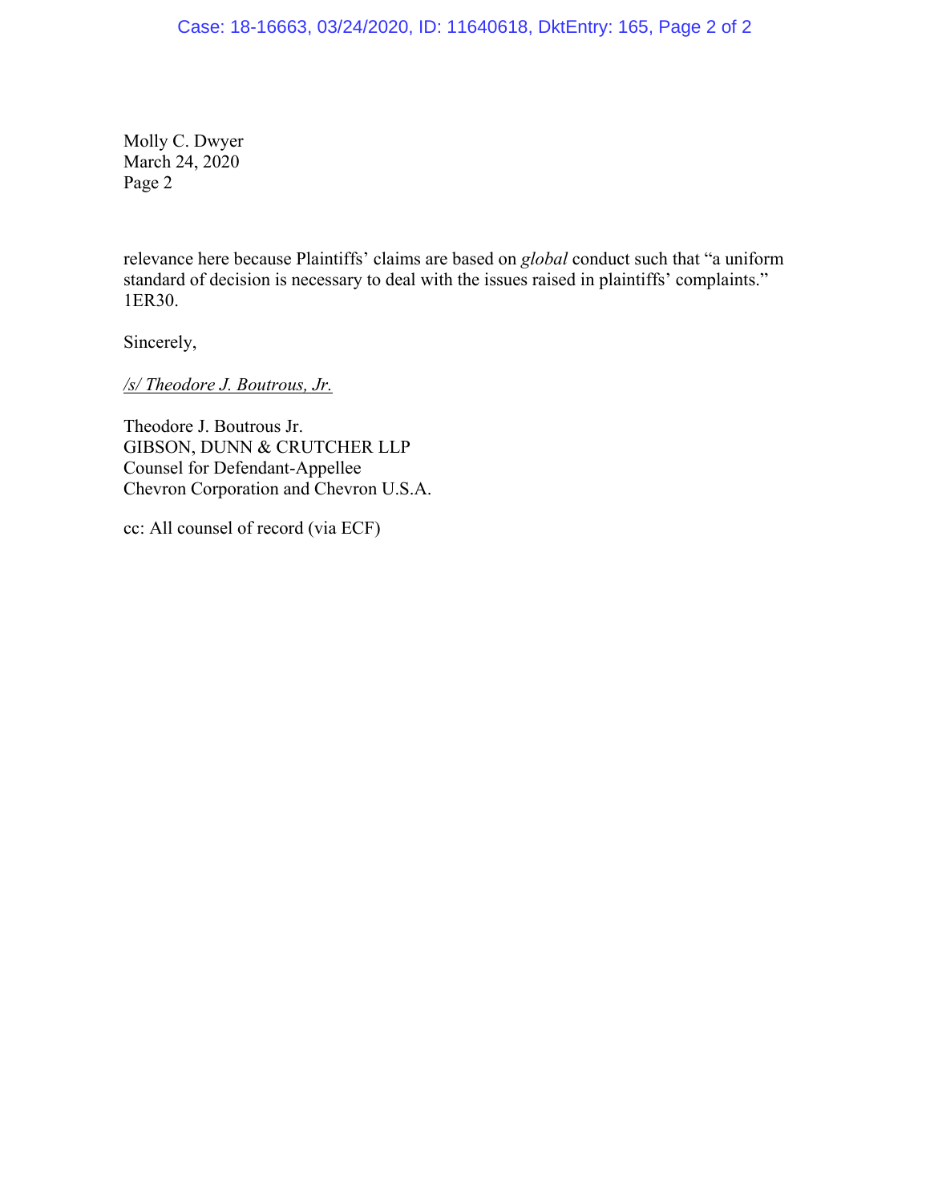Molly C. Dwyer
March 24, 2020
Page 2

relevance here because Plaintiffs' claims are based on *global* conduct such that "a uniform standard of decision is necessary to deal with the issues raised in plaintiffs' complaints." 1ER30.

Sincerely,

*/s/ Theodore J. Boutrous, Jr.*

Theodore J. Boutrous Jr.
GIBSON, DUNN & CRUTCHER LLP
Counsel for Defendant-Appellee
Chevron Corporation and Chevron U.S.A.

cc: All counsel of record (via ECF)